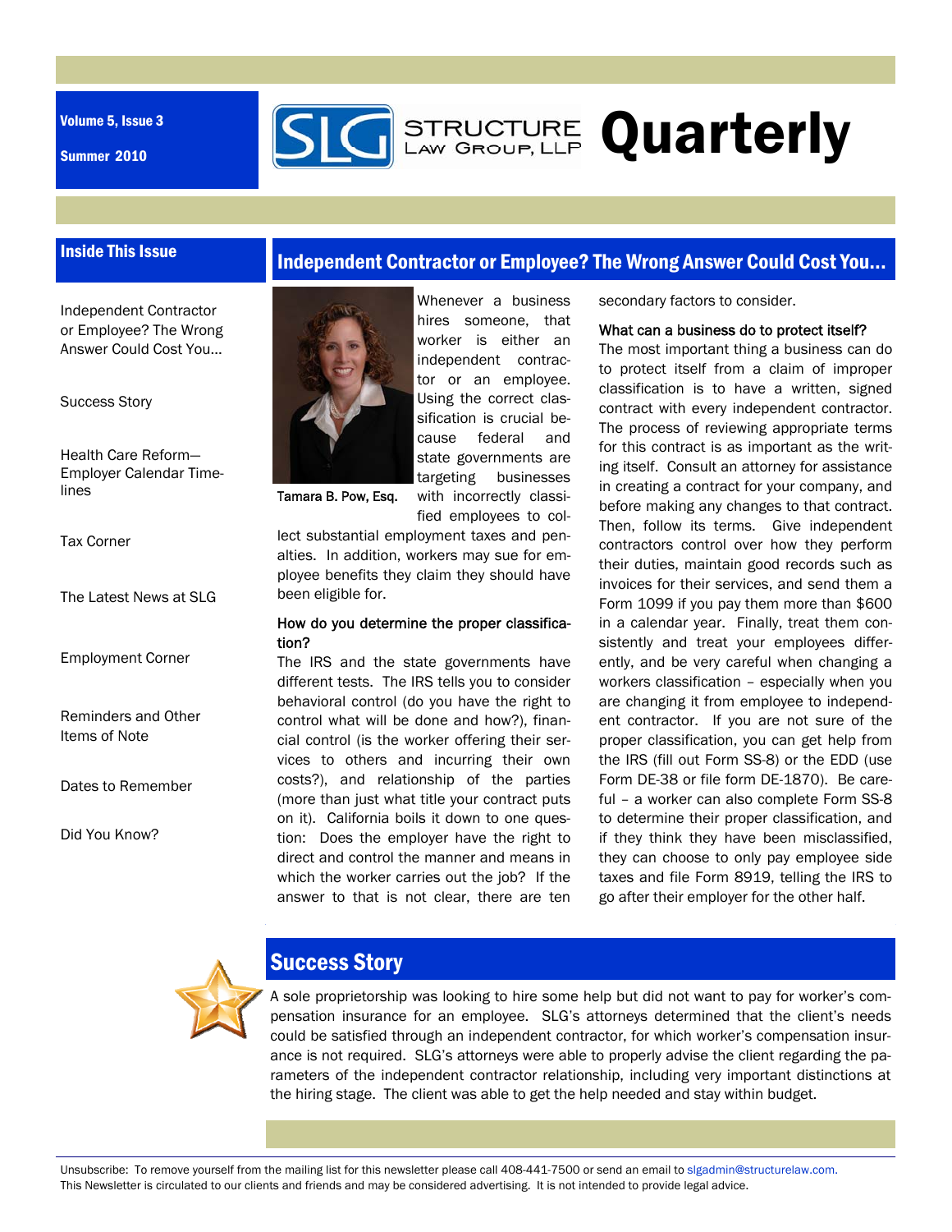Volume 5, Issue 3

Summer 2010

# STRUCTURE LAW GROUP, LLP Quarterly

## Inside This Issue

- Independent Contractor or Employee? The Wrong Answer Could Cost You...
- Success Story
- Health Care Reform—Employer Calendar Timelines
- Tax Corner
- The Latest News at SLG
- Employment Corner
- Reminders and Other Items of Note
- Dates to Remember
- Did You Know?

## Independent Contractor or Employee? The Wrong Answer Could Cost You...

Tamara B. Pow, Esq.

Whenever a business hires someone, that worker is either an independent contractor or an employee. Using the correct classification is crucial because federal and state governments are targeting businesses with incorrectly classified employees to collect substantial employment taxes and penalties. In addition, workers may sue for employee benefits they claim they should have been eligible for.

### How do you determine the proper classification?

The IRS and the state governments have different tests. The IRS tells you to consider behavioral control (do you have the right to control what will be done and how?), financial control (is the worker offering their services to others and incurring their own costs?), and relationship of the parties (more than just what title your contract puts on it). California boils it down to one question: Does the employer have the right to direct and control the manner and means in which the worker carries out the job? If the answer to that is not clear, there are ten secondary factors to consider.

### What can a business do to protect itself?

The most important thing a business can do to protect itself from a claim of improper classification is to have a written, signed contract with every independent contractor. The process of reviewing appropriate terms for this contract is as important as the writing itself. Consult an attorney for assistance in creating a contract for your company, and before making any changes to that contract. Then, follow its terms. Give independent contractors control over how they perform their duties, maintain good records such as invoices for their services, and send them a Form 1099 if you pay them more than $600 in a calendar year. Finally, treat them consistently and treat your employees differently, and be very careful when changing a workers classification – especially when you are changing it from employee to independent contractor. If you are not sure of the proper classification, you can get help from the IRS (fill out Form SS-8) or the EDD (use Form DE-38 or file form DE-1870). Be careful – a worker can also complete Form SS-8 to determine their proper classification, and if they think they have been misclassified, they can choose to only pay employee side taxes and file Form 8919, telling the IRS to go after their employer for the other half.

## Success Story

A sole proprietorship was looking to hire some help but did not want to pay for worker's compensation insurance for an employee. SLG's attorneys determined that the client's needs could be satisfied through an independent contractor, for which worker's compensation insurance is not required. SLG's attorneys were able to properly advise the client regarding the parameters of the independent contractor relationship, including very important distinctions at the hiring stage. The client was able to get the help needed and stay within budget.

Unsubscribe: To remove yourself from the mailing list for this newsletter please call 408-441-7500 or send an email to slgadmin@structurelaw.com.
This Newsletter is circulated to our clients and friends and may be considered advertising. It is not intended to provide legal advice.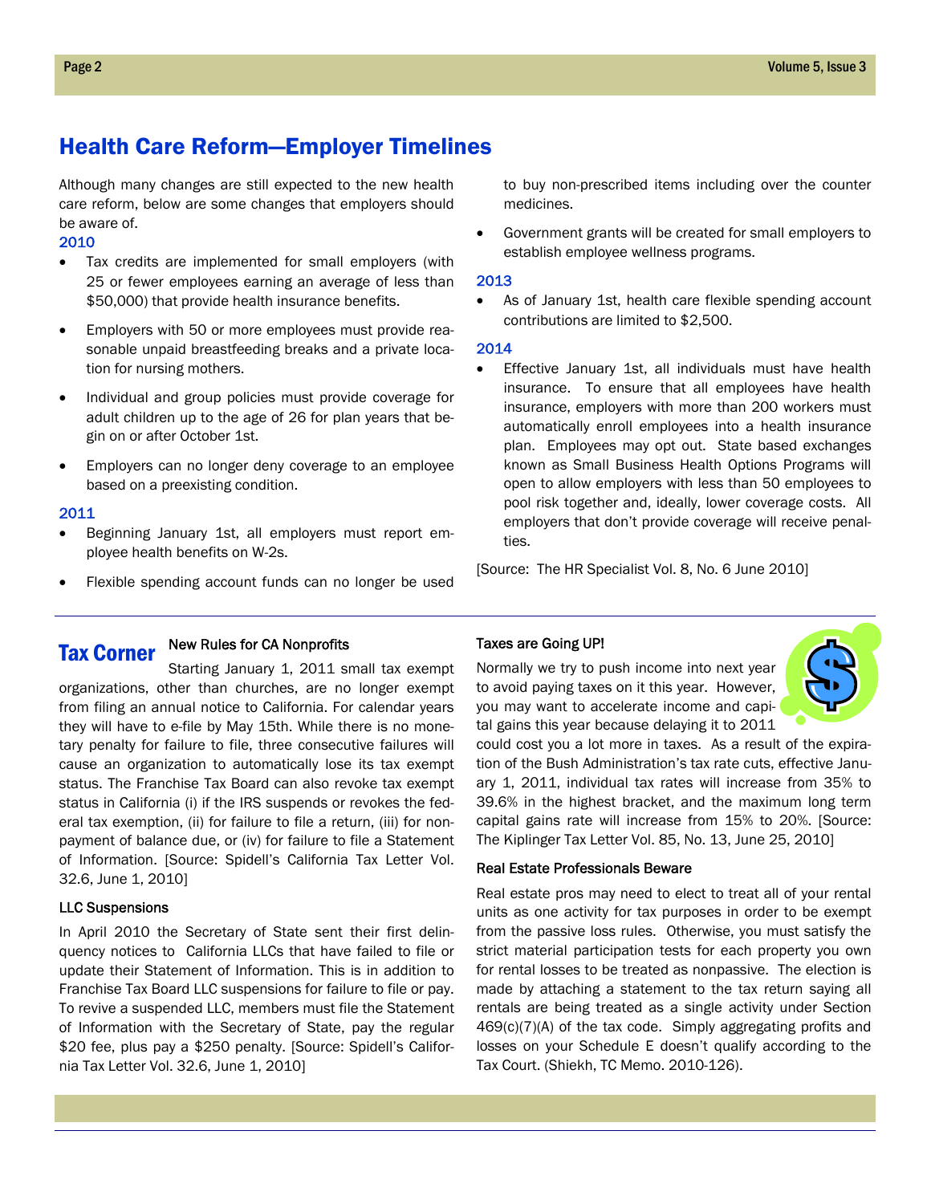## Health Care Reform—Employer Timelines

Although many changes are still expected to the new health care reform, below are some changes that employers should be aware of.

### 2010

- Tax credits are implemented for small employers (with 25 or fewer employees earning an average of less than $50,000) that provide health insurance benefits.
- Employers with 50 or more employees must provide reasonable unpaid breastfeeding breaks and a private location for nursing mothers.
- Individual and group policies must provide coverage for adult children up to the age of 26 for plan years that begin on or after October 1st.
- Employers can no longer deny coverage to an employee based on a preexisting condition.

### 2011

- Beginning January 1st, all employers must report employee health benefits on W-2s.
- Flexible spending account funds can no longer be used to buy non-prescribed items including over the counter medicines.
- Government grants will be created for small employers to establish employee wellness programs.

### 2013

- As of January 1st, health care flexible spending account contributions are limited to $2,500.

### 2014

- Effective January 1st, all individuals must have health insurance. To ensure that all employees have health insurance, employers with more than 200 workers must automatically enroll employees into a health insurance plan. Employees may opt out. State based exchanges known as Small Business Health Options Programs will open to allow employers with less than 50 employees to pool risk together and, ideally, lower coverage costs. All employers that don't provide coverage will receive penalties.

[Source: The HR Specialist Vol. 8, No. 6 June 2010]

## Tax Corner

### New Rules for CA Nonprofits

Starting January 1, 2011 small tax exempt organizations, other than churches, are no longer exempt from filing an annual notice to California. For calendar years they will have to e-file by May 15th. While there is no monetary penalty for failure to file, three consecutive failures will cause an organization to automatically lose its tax exempt status. The Franchise Tax Board can also revoke tax exempt status in California (i) if the IRS suspends or revokes the federal tax exemption, (ii) for failure to file a return, (iii) for nonpayment of balance due, or (iv) for failure to file a Statement of Information. [Source: Spidell's California Tax Letter Vol. 32.6, June 1, 2010]

### LLC Suspensions

In April 2010 the Secretary of State sent their first delinquency notices to California LLCs that have failed to file or update their Statement of Information. This is in addition to Franchise Tax Board LLC suspensions for failure to file or pay. To revive a suspended LLC, members must file the Statement of Information with the Secretary of State, pay the regular $20 fee, plus pay a $250 penalty. [Source: Spidell's California Tax Letter Vol. 32.6, June 1, 2010]

### Taxes are Going UP!

Normally we try to push income into next year to avoid paying taxes on it this year. However, you may want to accelerate income and capital gains this year because delaying it to 2011 could cost you a lot more in taxes. As a result of the expiration of the Bush Administration's tax rate cuts, effective January 1, 2011, individual tax rates will increase from 35% to 39.6% in the highest bracket, and the maximum long term capital gains rate will increase from 15% to 20%. [Source: The Kiplinger Tax Letter Vol. 85, No. 13, June 25, 2010]

### Real Estate Professionals Beware

Real estate pros may need to elect to treat all of your rental units as one activity for tax purposes in order to be exempt from the passive loss rules. Otherwise, you must satisfy the strict material participation tests for each property you own for rental losses to be treated as nonpassive. The election is made by attaching a statement to the tax return saying all rentals are being treated as a single activity under Section 469(c)(7)(A) of the tax code. Simply aggregating profits and losses on your Schedule E doesn't qualify according to the Tax Court. (Shiekh, TC Memo. 2010-126).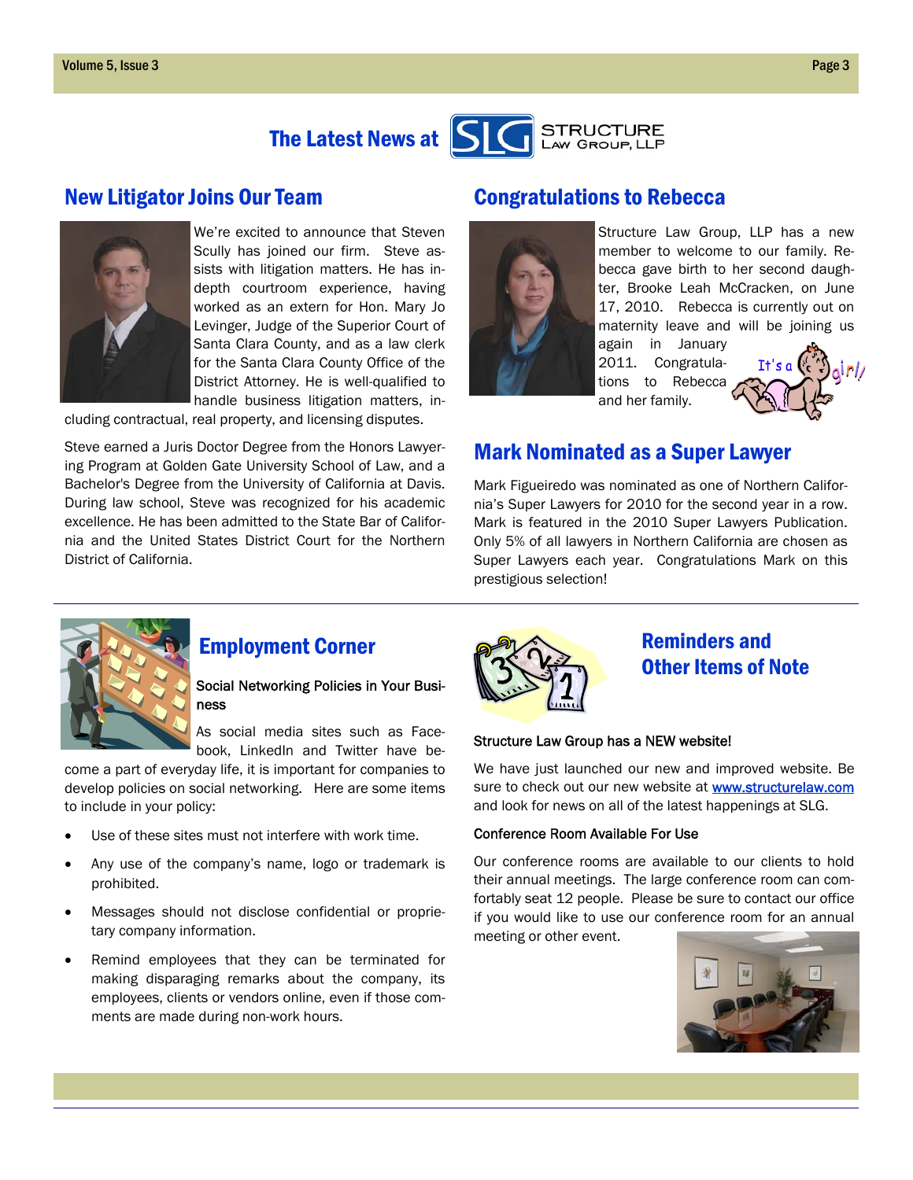# The Latest News at Structure Law Group, LLP

## New Litigator Joins Our Team

We're excited to announce that Steven Scully has joined our firm. Steve assists with litigation matters. He has in-depth courtroom experience, having worked as an extern for Hon. Mary Jo Levinger, Judge of the Superior Court of Santa Clara County, and as a law clerk for the Santa Clara County Office of the District Attorney. He is well-qualified to handle business litigation matters, including contractual, real property, and licensing disputes.

Steve earned a Juris Doctor Degree from the Honors Lawyering Program at Golden Gate University School of Law, and a Bachelor's Degree from the University of California at Davis. During law school, Steve was recognized for his academic excellence. He has been admitted to the State Bar of California and the United States District Court for the Northern District of California.

## Congratulations to Rebecca

Structure Law Group, LLP has a new member to welcome to our family. Rebecca gave birth to her second daughter, Brooke Leah McCracken, on June 17, 2010. Rebecca is currently out on maternity leave and will be joining us again in January 2011. Congratulations to Rebecca and her family.

## Mark Nominated as a Super Lawyer

Mark Figueiredo was nominated as one of Northern California's Super Lawyers for 2010 for the second year in a row. Mark is featured in the 2010 Super Lawyers Publication. Only 5% of all lawyers in Northern California are chosen as Super Lawyers each year. Congratulations Mark on this prestigious selection!

## Employment Corner

Social Networking Policies in Your Business

As social media sites such as Facebook, LinkedIn and Twitter have become a part of everyday life, it is important for companies to develop policies on social networking. Here are some items to include in your policy:

- Use of these sites must not interfere with work time.
- Any use of the company's name, logo or trademark is prohibited.
- Messages should not disclose confidential or proprietary company information.
- Remind employees that they can be terminated for making disparaging remarks about the company, its employees, clients or vendors online, even if those comments are made during non-work hours.

## Reminders and Other Items of Note

Structure Law Group has a NEW website!

We have just launched our new and improved website. Be sure to check out our new website at www.structurelaw.com and look for news on all of the latest happenings at SLG.

Conference Room Available For Use

Our conference rooms are available to our clients to hold their annual meetings. The large conference room can comfortably seat 12 people. Please be sure to contact our office if you would like to use our conference room for an annual meeting or other event.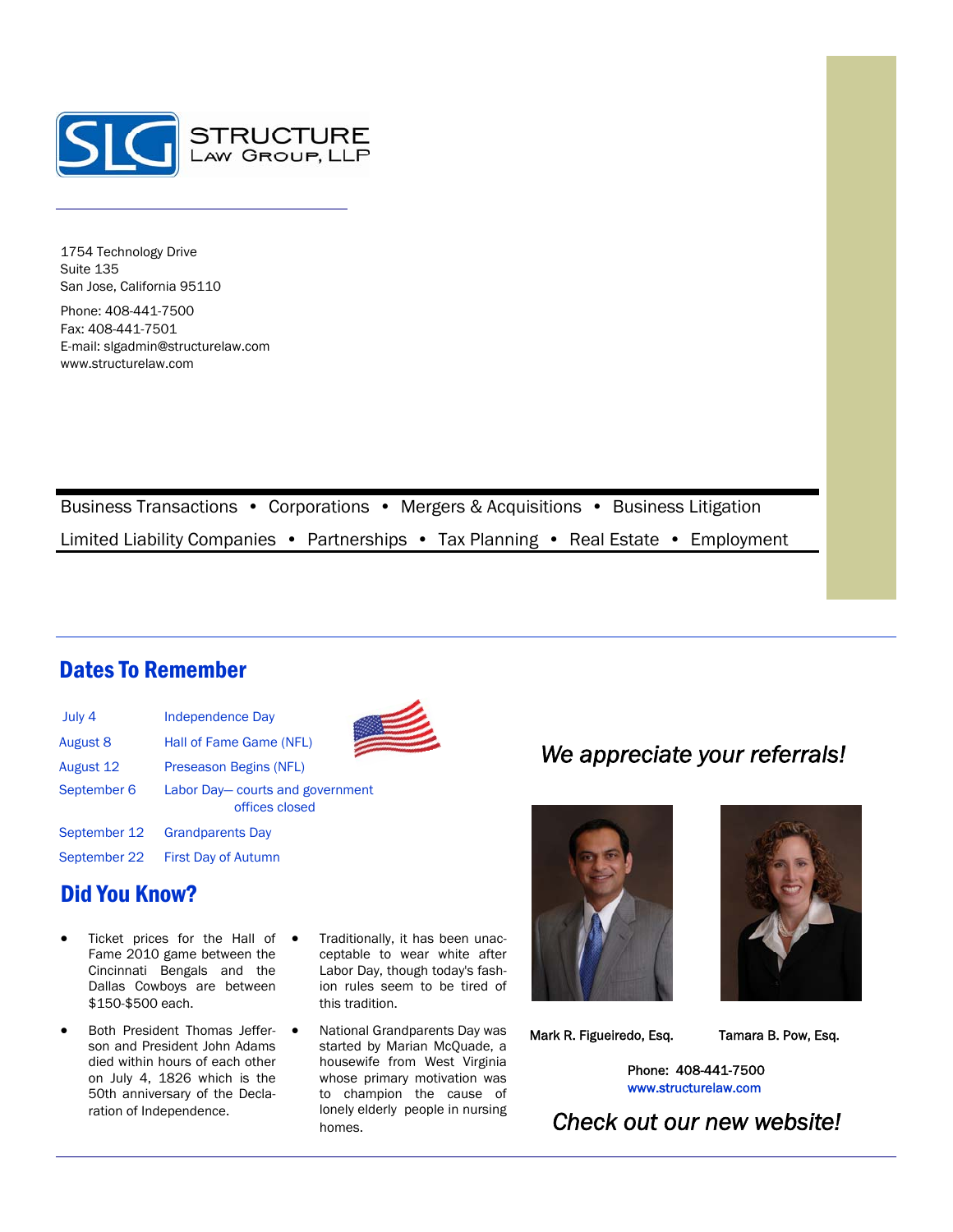STRUCTURE
LAW GROUP, LLP

1754 Technology Drive
Suite 135
San Jose, California 95110

Phone: 408-441-7500
Fax: 408-441-7501
E-mail: slgadmin@structurelaw.com
www.structurelaw.com

Business Transactions • Corporations • Mergers & Acquisitions • Business Litigation

Limited Liability Companies • Partnerships • Tax Planning • Real Estate • Employment

## Dates To Remember

| | |
|---|---|
| July 4 | Independence Day |
| August 8 | Hall of Fame Game (NFL) |
| August 12 | Preseason Begins (NFL) |
| September 6 | Labor Day— courts and government offices closed |
| September 12 | Grandparents Day |
| September 22 | First Day of Autumn |

## Did You Know?

- Ticket prices for the Hall of Fame 2010 game between the Cincinnati Bengals and the Dallas Cowboys are between $150-$500 each.
- Both President Thomas Jefferson and President John Adams died within hours of each other on July 4, 1826 which is the 50th anniversary of the Declaration of Independence.
- Traditionally, it has been unacceptable to wear white after Labor Day, though today's fashion rules seem to be tired of this tradition.
- National Grandparents Day was started by Marian McQuade, a housewife from West Virginia whose primary motivation was to champion the cause of lonely elderly people in nursing homes.

*We appreciate your referrals!*

Mark R. Figueiredo, Esq.

Tamara B. Pow, Esq.

Phone: 408-441-7500
www.structurelaw.com

*Check out our new website!*